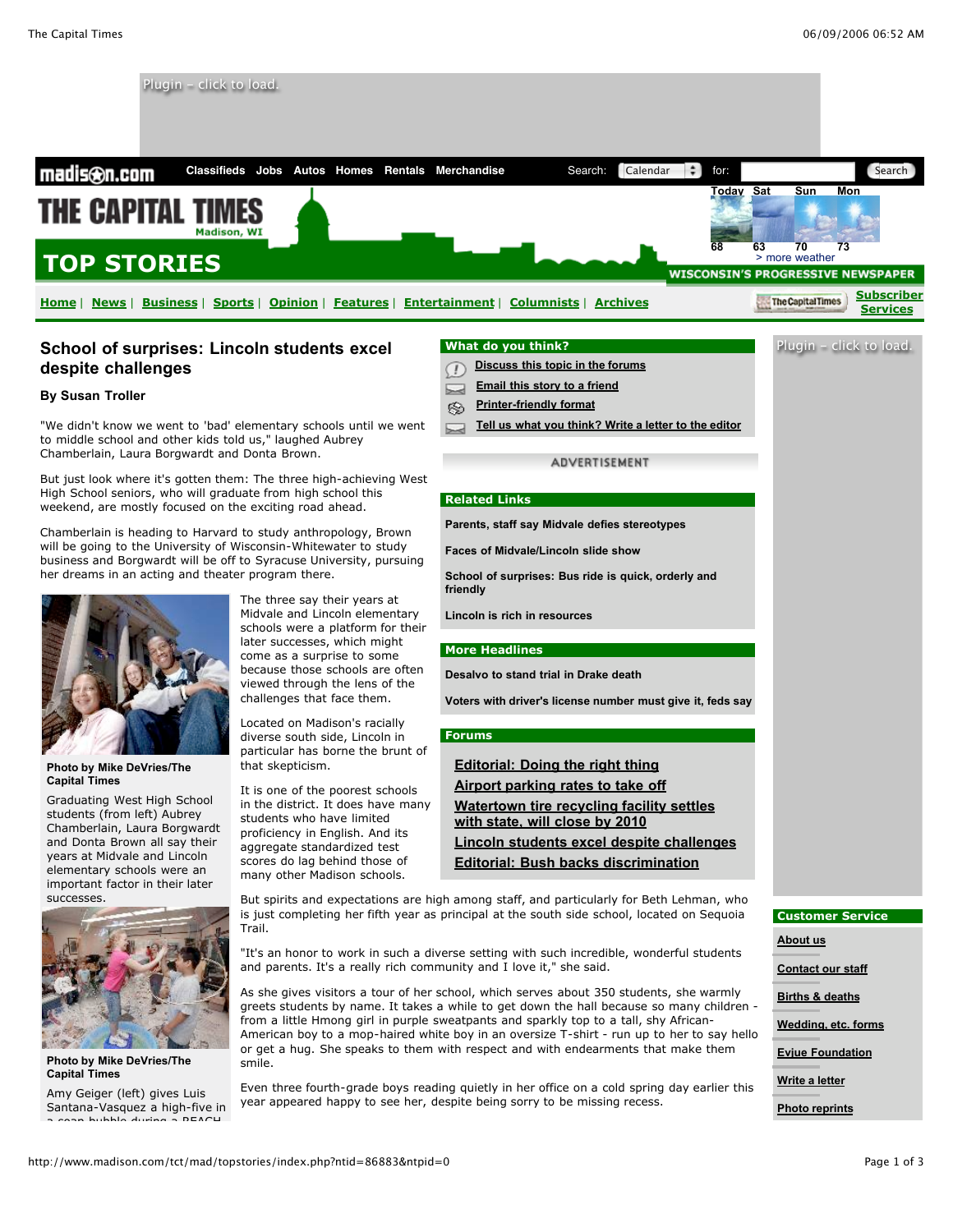# School of surprises: Lincoln students excel despite challenges

**By Susan Troller**

"We didn't know we went to 'bad' elementary schools until we went to middle school and other kids told us," laughed Aubrey Chamberlain, Laura Borgwardt and Donta Brown.

But just look where it's gotten them: The three high-achieving West High School seniors, who will graduate from high school this weekend, are mostly focused on the exciting road ahead.

Chamberlain is heading to Harvard to study anthropology, Brown will be going to the University of Wisconsin-Whitewater to study business and Borgwardt will be off to Syracuse University, pursuing her dreams in an acting and theater program there.

**Photo by Mike DeVries/The Capital Times**

Graduating West High School students (from left) Aubrey Chamberlain, Laura Borgwardt and Donta Brown all say their years at Midvale and Lincoln elementary schools were an important factor in their later successes.

The three say their years at Midvale and Lincoln elementary schools were a platform for their later successes, which might come as a surprise to some because those schools are often viewed through the lens of the challenges that face them.

Located on Madison's racially diverse south side, Lincoln in particular has borne the brunt of that skepticism.

It is one of the poorest schools in the district. It does have many students who have limited proficiency in English. And its aggregate standardized test scores do lag behind those of many other Madison schools.

But spirits and expectations are high among staff, and particularly for Beth Lehman, who is just completing her fifth year as principal at the south side school, located on Sequoia Trail.

"It's an honor to work in such a diverse setting with such incredible, wonderful students and parents. It's a really rich community and I love it," she said.

As she gives visitors a tour of her school, which serves about 350 students, she warmly greets students by name. It takes a while to get down the hall because so many children - from a little Hmong girl in purple sweatpants and sparkly top to a tall, shy African-American boy to a mop-haired white boy in an oversize T-shirt - run up to her to say hello or get a hug. She speaks to them with respect and with endearments that make them smile.

Even three fourth-grade boys reading quietly in her office on a cold spring day earlier this year appeared happy to see her, despite being sorry to be missing recess.

**Photo by Mike DeVries/The Capital Times**

Amy Geiger (left) gives Luis Santana-Vasquez a high-five in a soap bubble during a BEACH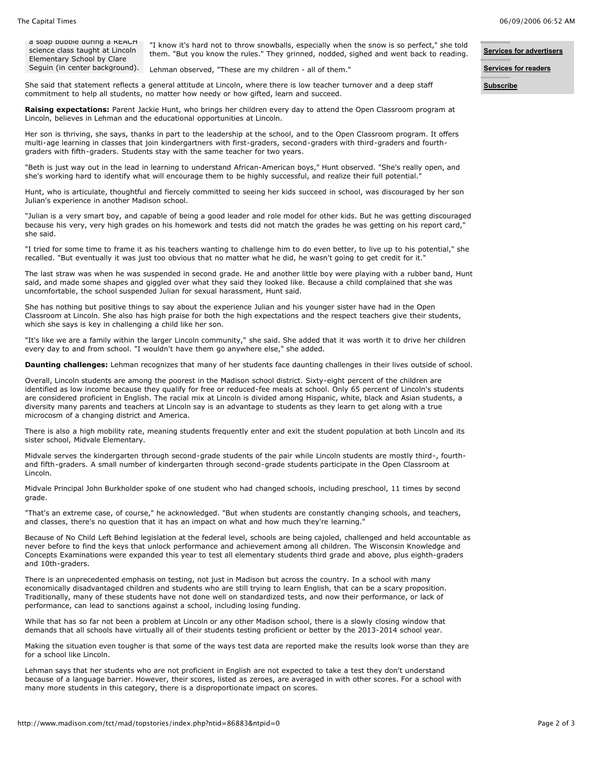a soap bubble during a REACH science class taught at Lincoln Elementary School by Clare Seguin (in center background).

"I know it's hard not to throw snowballs, especially when the snow is so perfect," she told them. "But you know the rules." They grinned, nodded, sighed and went back to reading.

Lehman observed, "These are my children - all of them."

She said that statement reflects a general attitude at Lincoln, where there is low teacher turnover and a deep staff commitment to help all students, no matter how needy or how gifted, learn and succeed.

**Raising expectations:** Parent Jackie Hunt, who brings her children every day to attend the Open Classroom program at Lincoln, believes in Lehman and the educational opportunities at Lincoln.

Her son is thriving, she says, thanks in part to the leadership at the school, and to the Open Classroom program. It offers multi-age learning in classes that join kindergartners with first-graders, second-graders with third-graders and fourth-graders with fifth-graders. Students stay with the same teacher for two years.

"Beth is just way out in the lead in learning to understand African-American boys," Hunt observed. "She's really open, and she's working hard to identify what will encourage them to be highly successful, and realize their full potential."

Hunt, who is articulate, thoughtful and fiercely committed to seeing her kids succeed in school, was discouraged by her son Julian's experience in another Madison school.

"Julian is a very smart boy, and capable of being a good leader and role model for other kids. But he was getting discouraged because his very, very high grades on his homework and tests did not match the grades he was getting on his report card," she said.

"I tried for some time to frame it as his teachers wanting to challenge him to do even better, to live up to his potential," she recalled. "But eventually it was just too obvious that no matter what he did, he wasn't going to get credit for it."

The last straw was when he was suspended in second grade. He and another little boy were playing with a rubber band, Hunt said, and made some shapes and giggled over what they said they looked like. Because a child complained that she was uncomfortable, the school suspended Julian for sexual harassment, Hunt said.

She has nothing but positive things to say about the experience Julian and his younger sister have had in the Open Classroom at Lincoln. She also has high praise for both the high expectations and the respect teachers give their students, which she says is key in challenging a child like her son.

"It's like we are a family within the larger Lincoln community," she said. She added that it was worth it to drive her children every day to and from school. "I wouldn't have them go anywhere else," she added.

**Daunting challenges:** Lehman recognizes that many of her students face daunting challenges in their lives outside of school.

Overall, Lincoln students are among the poorest in the Madison school district. Sixty-eight percent of the children are identified as low income because they qualify for free or reduced-fee meals at school. Only 65 percent of Lincoln's students are considered proficient in English. The racial mix at Lincoln is divided among Hispanic, white, black and Asian students, a diversity many parents and teachers at Lincoln say is an advantage to students as they learn to get along with a true microcosm of a changing district and America.

There is also a high mobility rate, meaning students frequently enter and exit the student population at both Lincoln and its sister school, Midvale Elementary.

Midvale serves the kindergarten through second-grade students of the pair while Lincoln students are mostly third-, fourth- and fifth-graders. A small number of kindergarten through second-grade students participate in the Open Classroom at Lincoln.

Midvale Principal John Burkholder spoke of one student who had changed schools, including preschool, 11 times by second grade.

"That's an extreme case, of course," he acknowledged. "But when students are constantly changing schools, and teachers, and classes, there's no question that it has an impact on what and how much they're learning."

Because of No Child Left Behind legislation at the federal level, schools are being cajoled, challenged and held accountable as never before to find the keys that unlock performance and achievement among all children. The Wisconsin Knowledge and Concepts Examinations were expanded this year to test all elementary students third grade and above, plus eighth-graders and 10th-graders.

There is an unprecedented emphasis on testing, not just in Madison but across the country. In a school with many economically disadvantaged children and students who are still trying to learn English, that can be a scary proposition. Traditionally, many of these students have not done well on standardized tests, and now their performance, or lack of performance, can lead to sanctions against a school, including losing funding.

While that has so far not been a problem at Lincoln or any other Madison school, there is a slowly closing window that demands that all schools have virtually all of their students testing proficient or better by the 2013-2014 school year.

Making the situation even tougher is that some of the ways test data are reported make the results look worse than they are for a school like Lincoln.

Lehman says that her students who are not proficient in English are not expected to take a test they don't understand because of a language barrier. However, their scores, listed as zeroes, are averaged in with other scores. For a school with many more students in this category, there is a disproportionate impact on scores.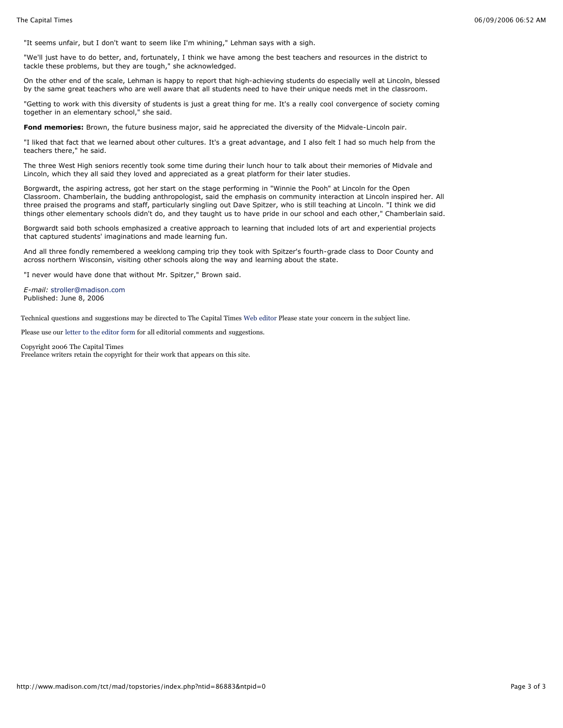"It seems unfair, but I don't want to seem like I'm whining," Lehman says with a sigh.

"We'll just have to do better, and, fortunately, I think we have among the best teachers and resources in the district to tackle these problems, but they are tough," she acknowledged.

On the other end of the scale, Lehman is happy to report that high-achieving students do especially well at Lincoln, blessed by the same great teachers who are well aware that all students need to have their unique needs met in the classroom.

"Getting to work with this diversity of students is just a great thing for me. It's a really cool convergence of society coming together in an elementary school," she said.

**Fond memories:** Brown, the future business major, said he appreciated the diversity of the Midvale-Lincoln pair.

"I liked that fact that we learned about other cultures. It's a great advantage, and I also felt I had so much help from the teachers there," he said.

The three West High seniors recently took some time during their lunch hour to talk about their memories of Midvale and Lincoln, which they all said they loved and appreciated as a great platform for their later studies.

Borgwardt, the aspiring actress, got her start on the stage performing in "Winnie the Pooh" at Lincoln for the Open Classroom. Chamberlain, the budding anthropologist, said the emphasis on community interaction at Lincoln inspired her. All three praised the programs and staff, particularly singling out Dave Spitzer, who is still teaching at Lincoln. "I think we did things other elementary schools didn't do, and they taught us to have pride in our school and each other," Chamberlain said.

Borgwardt said both schools emphasized a creative approach to learning that included lots of art and experiential projects that captured students' imaginations and made learning fun.

And all three fondly remembered a weeklong camping trip they took with Spitzer's fourth-grade class to Door County and across northern Wisconsin, visiting other schools along the way and learning about the state.

"I never would have done that without Mr. Spitzer," Brown said.

*E-mail:* stroller@madison.com
Published: June 8, 2006

Technical questions and suggestions may be directed to The Capital Times Web editor Please state your concern in the subject line.

Please use our letter to the editor form for all editorial comments and suggestions.

Copyright 2006 The Capital Times
Freelance writers retain the copyright for their work that appears on this site.